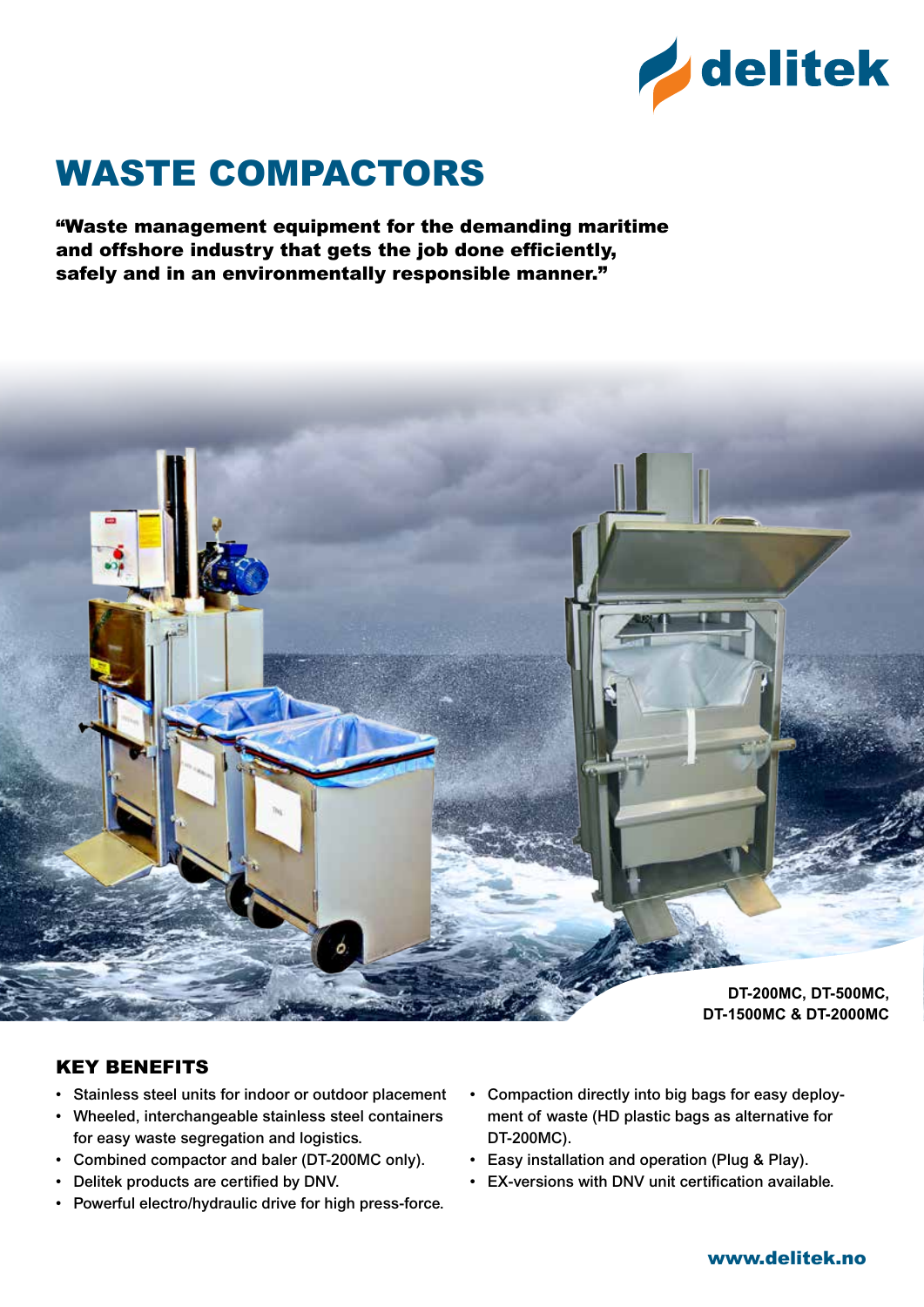delitek

# WASTE COMPACTORS

**"Waste management equipment for the demanding maritime and offshore industry that gets the job done efficiently, safely and in an environmentally responsible manner."**

DT-200MC, DT-500MC, DT-1500MC & DT-2000MC

## KEY BENEFITS

- Stainless steel units for indoor or outdoor placement
- Wheeled, interchangeable stainless steel containers for easy waste segregation and logistics.
- Combined compactor and baler (DT-200MC only).
- Delitek products are certified by DNV.
- Powerful electro/hydraulic drive for high press-force.
- Compaction directly into big bags for easy deployment of waste (HD plastic bags as alternative for DT-200MC).
- Easy installation and operation (Plug & Play).
- EX-versions with DNV unit certification available.

www.delitek.no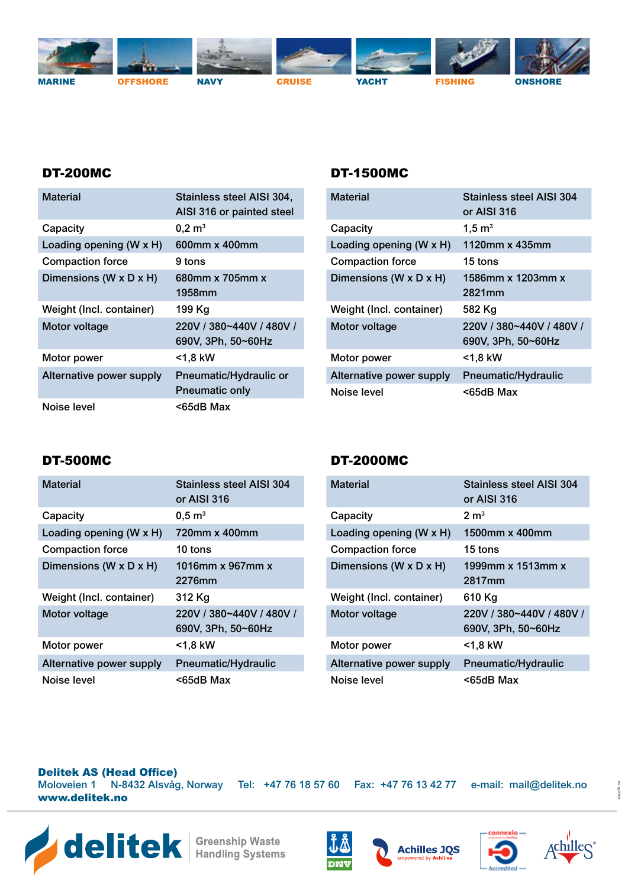MARINE OFFSHORE NAVY CRUISE YACHT FISHING ONSHORE

## DT-200MC

| | |
|---|---|
| Material | Stainless steel AISI 304, AISI 316 or painted steel |
| Capacity | 0,2 $m^3$ |
| Loading opening (W x H) | 600mm x 400mm |
| Compaction force | 9 tons |
| Dimensions (W x D x H) | 680mm x 705mm x 1958mm |
| Weight (Incl. container) | 199 Kg |
| Motor voltage | 220V / 380~440V / 480V / 690V, 3Ph, 50~60Hz |
| Motor power | <1,8 kW |
| Alternative power supply | Pneumatic/Hydraulic or Pneumatic only |
| Noise level | <65dB Max |

## DT-1500MC

| | |
|---|---|
| Material | Stainless steel AISI 304 or AISI 316 |
| Capacity | 1,5 $m^3$ |
| Loading opening (W x H) | 1120mm x 435mm |
| Compaction force | 15 tons |
| Dimensions (W x D x H) | 1586mm x 1203mm x 2821mm |
| Weight (Incl. container) | 582 Kg |
| Motor voltage | 220V / 380~440V / 480V / 690V, 3Ph, 50~60Hz |
| Motor power | <1,8 kW |
| Alternative power supply | Pneumatic/Hydraulic |
| Noise level | <65dB Max |

## DT-500MC

| | |
|---|---|
| Material | Stainless steel AISI 304 or AISI 316 |
| Capacity | 0,5 $m^3$ |
| Loading opening (W x H) | 720mm x 400mm |
| Compaction force | 10 tons |
| Dimensions (W x D x H) | 1016mm x 967mm x 2276mm |
| Weight (Incl. container) | 312 Kg |
| Motor voltage | 220V / 380~440V / 480V / 690V, 3Ph, 50~60Hz |
| Motor power | <1,8 kW |
| Alternative power supply | Pneumatic/Hydraulic |
| Noise level | <65dB Max |

## DT-2000MC

| | |
|---|---|
| Material | Stainless steel AISI 304 or AISI 316 |
| Capacity | 2 $m^3$ |
| Loading opening (W x H) | 1500mm x 400mm |
| Compaction force | 15 tons |
| Dimensions (W x D x H) | 1999mm x 1513mm x 2817mm |
| Weight (Incl. container) | 610 Kg |
| Motor voltage | 220V / 380~440V / 480V / 690V, 3Ph, 50~60Hz |
| Motor power | <1,8 kW |
| Alternative power supply | Pneumatic/Hydraulic |
| Noise level | <65dB Max |

**Delitek AS (Head Office)**
Moloveien 1 N-8432 Alsvåg, Norway Tel: +47 76 18 57 60 Fax: +47 76 13 42 77 e-mail: mail@delitek.no
**www.delitek.no**

delitek Greenship Waste Handling Systems